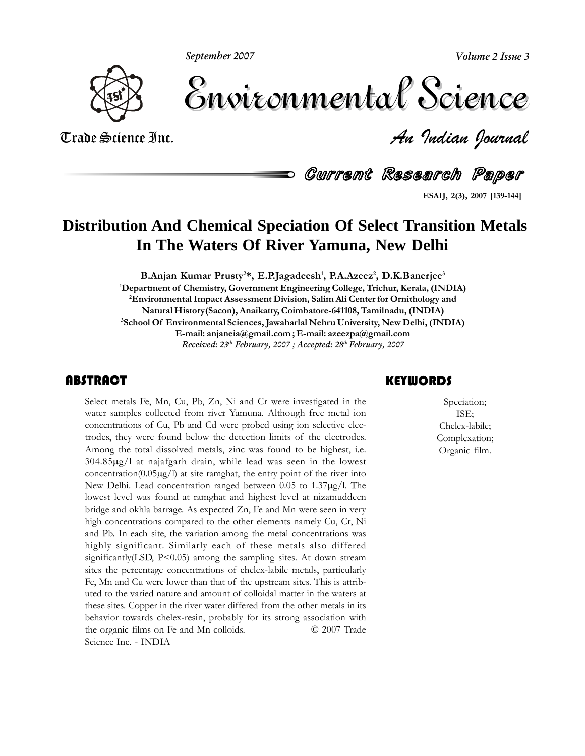# Distribution And Chemical Speciation Of Select Transition Metals In The Waters Of River Yamuna, New Delhi

**B.Anjan Kumar Prusty[2]*, E.P.Jagadeesh[1], P.A.Azeez[2], D.K.Banerjee[3]**

[1]Department of Chemistry, Government Engineering College, Trichur, Kerala, (INDIA)

[2]Environmental Impact Assessment Division, Salim Ali Center for Ornithology and Natural History(Sacon), Anaikatty, Coimbatore-641108, Tamilnadu, (INDIA)

[3]School Of Environmental Sciences, Jawaharlal Nehru University, New Delhi, (INDIA)

E-mail: anjaneia@gmail.com ; E-mail: azeezpa@gmail.com

*Received: 23th February, 2007 ; Accepted: 28th February, 2007*

## ABSTRACT

Select metals Fe, Mn, Cu, Pb, Zn, Ni and Cr were investigated in the water samples collected from river Yamuna. Although free metal ion concentrations of Cu, Pb and Cd were probed using ion selective electrodes, they were found below the detection limits of the electrodes. Among the total dissolved metals, zinc was found to be highest, i.e. 304.85μg/l at najafgarh drain, while lead was seen in the lowest concentration(0.05μg/l) at site ramghat, the entry point of the river into New Delhi. Lead concentration ranged between 0.05 to 1.37μg/l. The lowest level was found at ramghat and highest level at nizamuddeen bridge and okhla barrage. As expected Zn, Fe and Mn were seen in very high concentrations compared to the other elements namely Cu, Cr, Ni and Pb. In each site, the variation among the metal concentrations was highly significant. Similarly each of these metals also differed significantly(LSD, $P<0.05$) among the sampling sites. At down stream sites the percentage concentrations of chelex-labile metals, particularly Fe, Mn and Cu were lower than that of the upstream sites. This is attributed to the varied nature and amount of colloidal matter in the waters at these sites. Copper in the river water differed from the other metals in its behavior towards chelex-resin, probably for its strong association with the organic films on Fe and Mn colloids. © 2007 Trade Science Inc. - INDIA

## KEYWORDS

Speciation;
ISE;
Chelex-labile;
Complexation;
Organic film.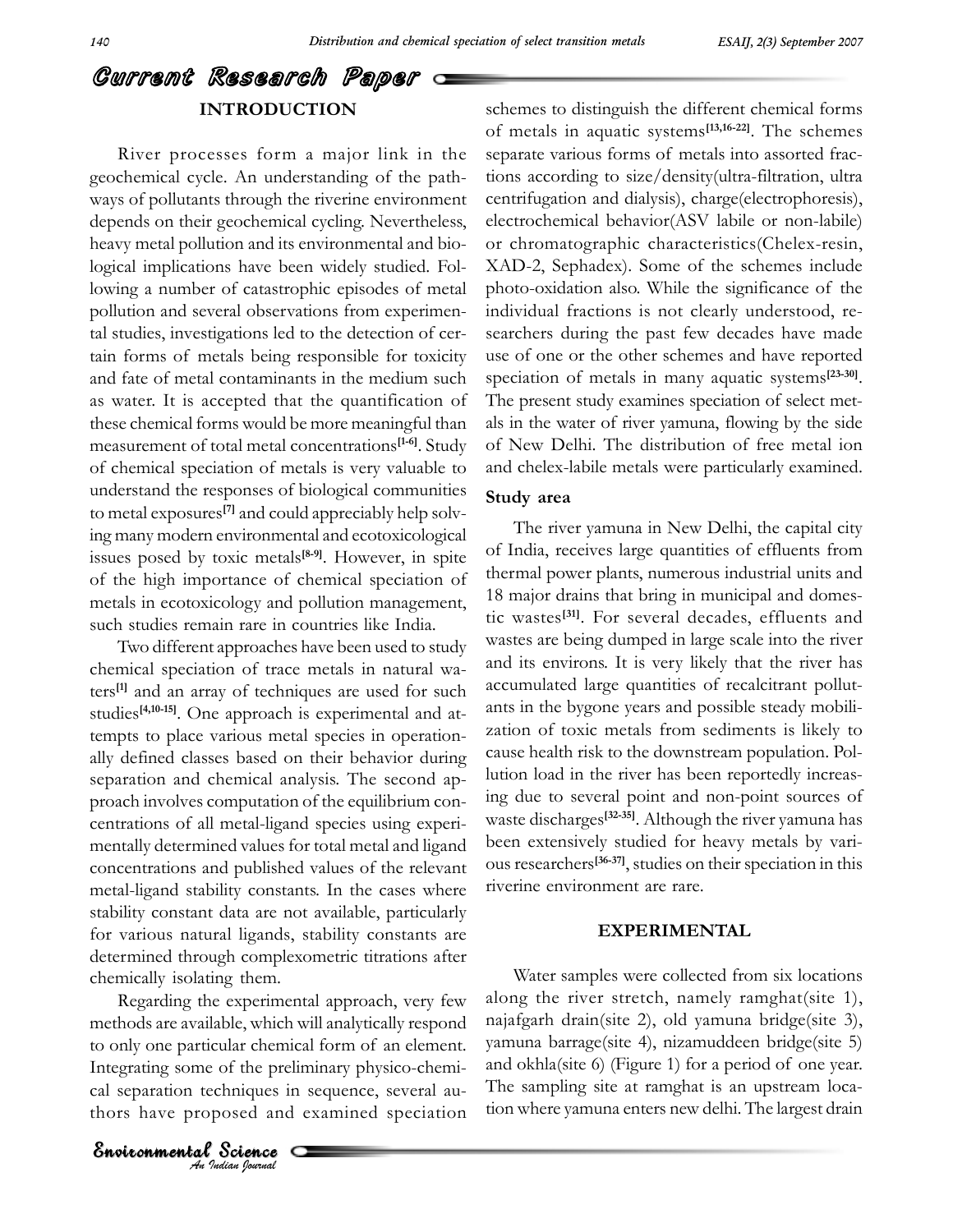## INTRODUCTION

River processes form a major link in the geochemical cycle. An understanding of the pathways of pollutants through the riverine environment depends on their geochemical cycling. Nevertheless, heavy metal pollution and its environmental and biological implications have been widely studied. Following a number of catastrophic episodes of metal pollution and several observations from experimental studies, investigations led to the detection of certain forms of metals being responsible for toxicity and fate of metal contaminants in the medium such as water. It is accepted that the quantification of these chemical forms would be more meaningful than measurement of total metal concentrations[1-6]. Study of chemical speciation of metals is very valuable to understand the responses of biological communities to metal exposures[7] and could appreciably help solving many modern environmental and ecotoxicological issues posed by toxic metals[8-9]. However, in spite of the high importance of chemical speciation of metals in ecotoxicology and pollution management, such studies remain rare in countries like India.

Two different approaches have been used to study chemical speciation of trace metals in natural waters[1] and an array of techniques are used for such studies[4,10-15]. One approach is experimental and attempts to place various metal species in operationally defined classes based on their behavior during separation and chemical analysis. The second approach involves computation of the equilibrium concentrations of all metal-ligand species using experimentally determined values for total metal and ligand concentrations and published values of the relevant metal-ligand stability constants. In the cases where stability constant data are not available, particularly for various natural ligands, stability constants are determined through complexometric titrations after chemically isolating them.

Regarding the experimental approach, very few methods are available, which will analytically respond to only one particular chemical form of an element. Integrating some of the preliminary physico-chemical separation techniques in sequence, several authors have proposed and examined speciation schemes to distinguish the different chemical forms of metals in aquatic systems[13,16-22]. The schemes separate various forms of metals into assorted fractions according to size/density(ultra-filtration, ultra centrifugation and dialysis), charge(electrophoresis), electrochemical behavior(ASV labile or non-labile) or chromatographic characteristics(Chelex-resin, XAD-2, Sephadex). Some of the schemes include photo-oxidation also. While the significance of the individual fractions is not clearly understood, researchers during the past few decades have made use of one or the other schemes and have reported speciation of metals in many aquatic systems[23-30]. The present study examines speciation of select metals in the water of river yamuna, flowing by the side of New Delhi. The distribution of free metal ion and chelex-labile metals were particularly examined.

### Study area

The river yamuna in New Delhi, the capital city of India, receives large quantities of effluents from thermal power plants, numerous industrial units and 18 major drains that bring in municipal and domestic wastes[31]. For several decades, effluents and wastes are being dumped in large scale into the river and its environs. It is very likely that the river has accumulated large quantities of recalcitrant pollutants in the bygone years and possible steady mobilization of toxic metals from sediments is likely to cause health risk to the downstream population. Pollution load in the river has been reportedly increasing due to several point and non-point sources of waste discharges[32-35]. Although the river yamuna has been extensively studied for heavy metals by various researchers[36-37], studies on their speciation in this riverine environment are rare.

## EXPERIMENTAL

Water samples were collected from six locations along the river stretch, namely ramghat(site 1), najafgarh drain(site 2), old yamuna bridge(site 3), yamuna barrage(site 4), nizamuddeen bridge(site 5) and okhla(site 6) (Figure 1) for a period of one year. The sampling site at ramghat is an upstream location where yamuna enters new delhi. The largest drain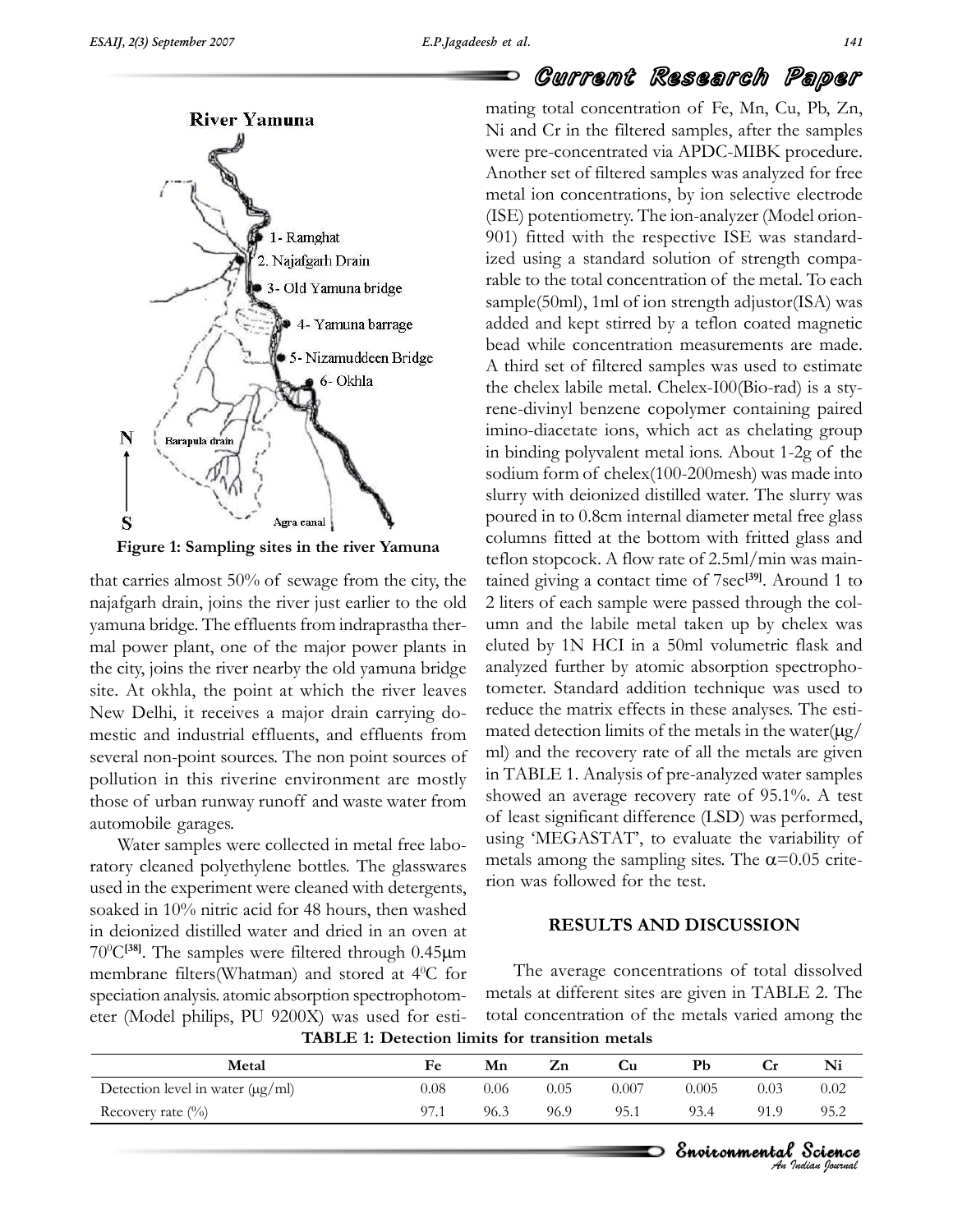Figure 1: Sampling sites in the river Yamuna

that carries almost 50% of sewage from the city, the najafgarh drain, joins the river just earlier to the old yamuna bridge. The effluents from indraprastha thermal power plant, one of the major power plants in the city, joins the river nearby the old yamuna bridge site. At okhla, the point at which the river leaves New Delhi, it receives a major drain carrying domestic and industrial effluents, and effluents from several non-point sources. The non point sources of pollution in this riverine environment are mostly those of urban runway runoff and waste water from automobile garages.

Water samples were collected in metal free laboratory cleaned polyethylene bottles. The glasswares used in the experiment were cleaned with detergents, soaked in 10% nitric acid for 48 hours, then washed in deionized distilled water and dried in an oven at $70^0$C[38]. The samples were filtered through 0.45μm membrane filters(Whatman) and stored at $4^0$C for speciation analysis. atomic absorption spectrophotometer (Model philips, PU 9200X) was used for estimating total concentration of Fe, Mn, Cu, Pb, Zn, Ni and Cr in the filtered samples, after the samples were pre-concentrated via APDC-MIBK procedure. Another set of filtered samples was analyzed for free metal ion concentrations, by ion selective electrode (ISE) potentiometry. The ion-analyzer (Model orion-901) fitted with the respective ISE was standardized using a standard solution of strength comparable to the total concentration of the metal. To each sample(50ml), 1ml of ion strength adjustor(ISA) was added and kept stirred by a teflon coated magnetic bead while concentration measurements are made. A third set of filtered samples was used to estimate the chelex labile metal. Chelex-I00(Bio-rad) is a styrene-divinyl benzene copolymer containing paired imino-diacetate ions, which act as chelating group in binding polyvalent metal ions. About 1-2g of the sodium form of chelex(100-200mesh) was made into slurry with deionized distilled water. The slurry was poured in to 0.8cm internal diameter metal free glass columns fitted at the bottom with fritted glass and teflon stopcock. A flow rate of 2.5ml/min was maintained giving a contact time of 7sec[39]. Around 1 to 2 liters of each sample were passed through the column and the labile metal taken up by chelex was eluted by 1N HCI in a 50ml volumetric flask and analyzed further by atomic absorption spectrophotometer. Standard addition technique was used to reduce the matrix effects in these analyses. The estimated detection limits of the metals in the water(μg/ml) and the recovery rate of all the metals are given in TABLE 1. Analysis of pre-analyzed water samples showed an average recovery rate of 95.1%. A test of least significant difference (LSD) was performed, using 'MEGASTAT', to evaluate the variability of metals among the sampling sites. The $\alpha$=0.05 criterion was followed for the test.

## RESULTS AND DISCUSSION

The average concentrations of total dissolved metals at different sites are given in TABLE 2. The total concentration of the metals varied among the

**TABLE 1: Detection limits for transition metals**

| Metal | Fe | Mn | Zn | Cu | Pb | Cr | Ni |
|---|---|---|---|---|---|---|---|
| Detection level in water (μg/ml) | 0.08 | 0.06 | 0.05 | 0.007 | 0.005 | 0.03 | 0.02 |
| Recovery rate (%) | 97.1 | 96.3 | 96.9 | 95.1 | 93.4 | 91.9 | 95.2 |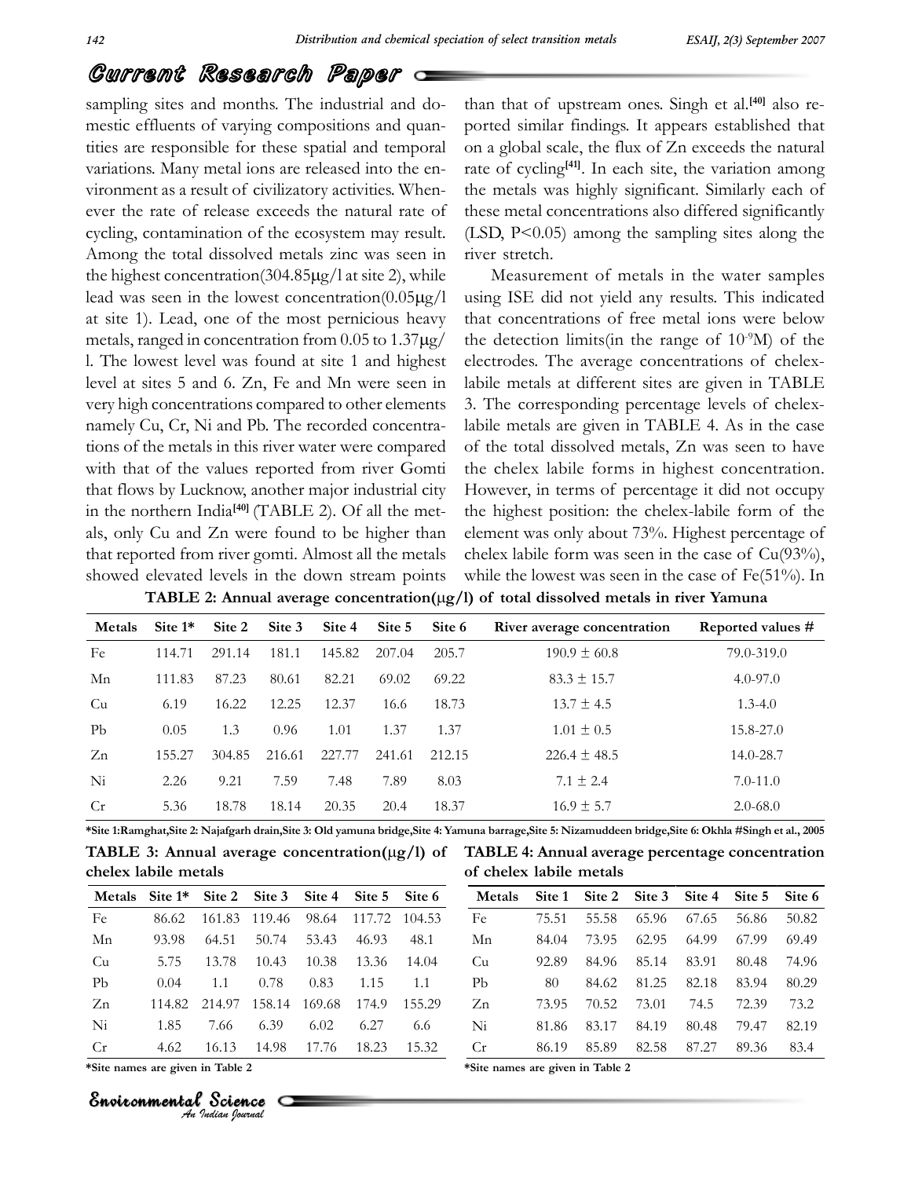sampling sites and months. The industrial and domestic effluents of varying compositions and quantities are responsible for these spatial and temporal variations. Many metal ions are released into the environment as a result of civilizatory activities. Whenever the rate of release exceeds the natural rate of cycling, contamination of the ecosystem may result. Among the total dissolved metals zinc was seen in the highest concentration(304.85μg/l at site 2), while lead was seen in the lowest concentration(0.05μg/l at site 1). Lead, one of the most pernicious heavy metals, ranged in concentration from 0.05 to 1.37μg/l. The lowest level was found at site 1 and highest level at sites 5 and 6. Zn, Fe and Mn were seen in very high concentrations compared to other elements namely Cu, Cr, Ni and Pb. The recorded concentrations of the metals in this river water were compared with that of the values reported from river Gomti that flows by Lucknow, another major industrial city in the northern India[40] (TABLE 2). Of all the metals, only Cu and Zn were found to be higher than that reported from river gomti. Almost all the metals showed elevated levels in the down stream points than that of upstream ones. Singh et al.[40] also reported similar findings. It appears established that on a global scale, the flux of Zn exceeds the natural rate of cycling[41]. In each site, the variation among the metals was highly significant. Similarly each of these metal concentrations also differed significantly (LSD, $P<0.05$) among the sampling sites along the river stretch.

Measurement of metals in the water samples using ISE did not yield any results. This indicated that concentrations of free metal ions were below the detection limits(in the range of $10^{-9}$M) of the electrodes. The average concentrations of chelex-labile metals at different sites are given in TABLE 3. The corresponding percentage levels of chelex-labile metals are given in TABLE 4. As in the case of the total dissolved metals, Zn was seen to have the chelex labile forms in highest concentration. However, in terms of percentage it did not occupy the highest position: the chelex-labile form of the element was only about 73%. Highest percentage of chelex labile form was seen in the case of Cu(93%), while the lowest was seen in the case of Fe(51%). In

**TABLE 2: Annual average concentration(μg/l) of total dissolved metals in river Yamuna**

| Metals | Site 1* | Site 2 | Site 3 | Site 4 | Site 5 | Site 6 | River average concentration | Reported values # |
|---|---|---|---|---|---|---|---|---|
| Fe | 114.71 | 291.14 | 181.1 | 145.82 | 207.04 | 205.7 | 190.9 ± 60.8 | 79.0-319.0 |
| Mn | 111.83 | 87.23 | 80.61 | 82.21 | 69.02 | 69.22 | 83.3 ± 15.7 | 4.0-97.0 |
| Cu | 6.19 | 16.22 | 12.25 | 12.37 | 16.6 | 18.73 | 13.7 ± 4.5 | 1.3-4.0 |
| Pb | 0.05 | 1.3 | 0.96 | 1.01 | 1.37 | 1.37 | 1.01 ± 0.5 | 15.8-27.0 |
| Zn | 155.27 | 304.85 | 216.61 | 227.77 | 241.61 | 212.15 | 226.4 ± 48.5 | 14.0-28.7 |
| Ni | 2.26 | 9.21 | 7.59 | 7.48 | 7.89 | 8.03 | 7.1 ± 2.4 | 7.0-11.0 |
| Cr | 5.36 | 18.78 | 18.14 | 20.35 | 20.4 | 18.37 | 16.9 ± 5.7 | 2.0-68.0 |

*Site 1:Ramghat,Site 2: Najafgarh drain,Site 3: Old yamuna bridge,Site 4: Yamuna barrage,Site 5: Nizamuddeen bridge,Site 6: Okhla #Singh et al., 2005

**TABLE 3: Annual average concentration(μg/l) of chelex labile metals**

| Metals | Site 1* | Site 2 | Site 3 | Site 4 | Site 5 | Site 6 |
|---|---|---|---|---|---|---|
| Fe | 86.62 | 161.83 | 119.46 | 98.64 | 117.72 | 104.53 |
| Mn | 93.98 | 64.51 | 50.74 | 53.43 | 46.93 | 48.1 |
| Cu | 5.75 | 13.78 | 10.43 | 10.38 | 13.36 | 14.04 |
| Pb | 0.04 | 1.1 | 0.78 | 0.83 | 1.15 | 1.1 |
| Zn | 114.82 | 214.97 | 158.14 | 169.68 | 174.9 | 155.29 |
| Ni | 1.85 | 7.66 | 6.39 | 6.02 | 6.27 | 6.6 |
| Cr | 4.62 | 16.13 | 14.98 | 17.76 | 18.23 | 15.32 |

*Site names are given in Table 2

**TABLE 4: Annual average percentage concentration of chelex labile metals**

| Metals | Site 1 | Site 2 | Site 3 | Site 4 | Site 5 | Site 6 |
|---|---|---|---|---|---|---|
| Fe | 75.51 | 55.58 | 65.96 | 67.65 | 56.86 | 50.82 |
| Mn | 84.04 | 73.95 | 62.95 | 64.99 | 67.99 | 69.49 |
| Cu | 92.89 | 84.96 | 85.14 | 83.91 | 80.48 | 74.96 |
| Pb | 80 | 84.62 | 81.25 | 82.18 | 83.94 | 80.29 |
| Zn | 73.95 | 70.52 | 73.01 | 74.5 | 72.39 | 73.2 |
| Ni | 81.86 | 83.17 | 84.19 | 80.48 | 79.47 | 82.19 |
| Cr | 86.19 | 85.89 | 82.58 | 87.27 | 89.36 | 83.4 |

*Site names are given in Table 2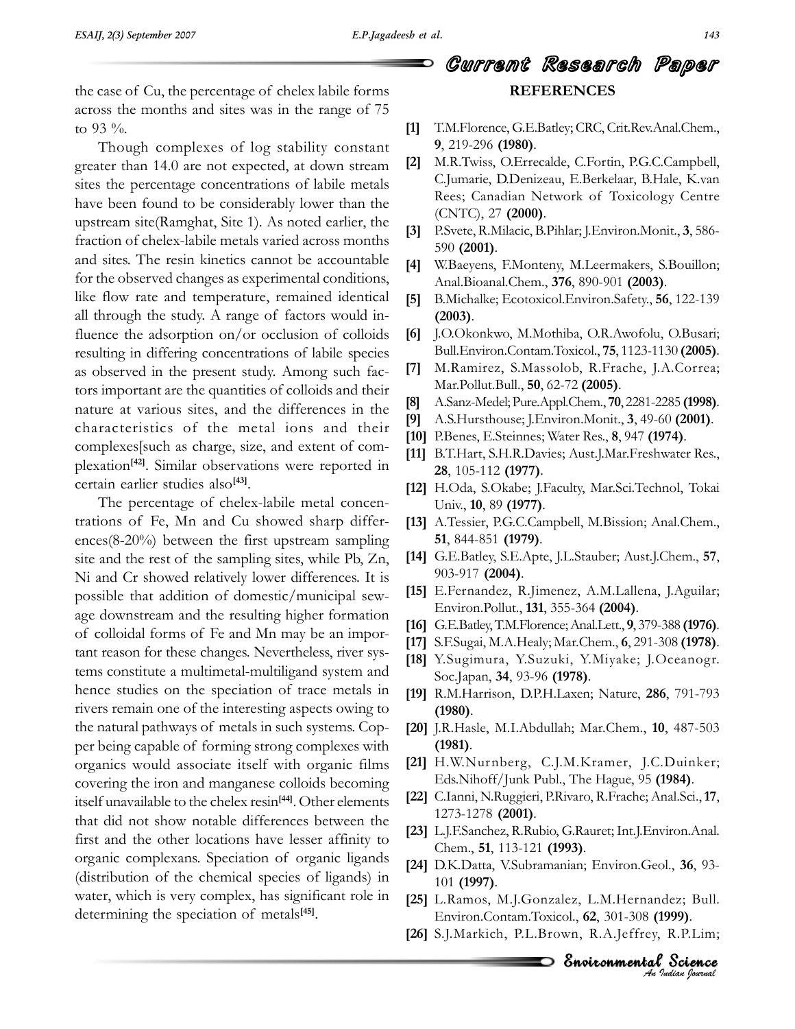the case of Cu, the percentage of chelex labile forms across the months and sites was in the range of 75 to 93 %.

Though complexes of log stability constant greater than 14.0 are not expected, at down stream sites the percentage concentrations of labile metals have been found to be considerably lower than the upstream site(Ramghat, Site 1). As noted earlier, the fraction of chelex-labile metals varied across months and sites. The resin kinetics cannot be accountable for the observed changes as experimental conditions, like flow rate and temperature, remained identical all through the study. A range of factors would influence the adsorption on/or occlusion of colloids resulting in differing concentrations of labile species as observed in the present study. Among such factors important are the quantities of colloids and their nature at various sites, and the differences in the characteristics of the metal ions and their complexes[such as charge, size, and extent of complexation[42]. Similar observations were reported in certain earlier studies also[43].

The percentage of chelex-labile metal concentrations of Fe, Mn and Cu showed sharp differences(8-20%) between the first upstream sampling site and the rest of the sampling sites, while Pb, Zn, Ni and Cr showed relatively lower differences. It is possible that addition of domestic/municipal sewage downstream and the resulting higher formation of colloidal forms of Fe and Mn may be an important reason for these changes. Nevertheless, river systems constitute a multimetal-multiligand system and hence studies on the speciation of trace metals in rivers remain one of the interesting aspects owing to the natural pathways of metals in such systems. Copper being capable of forming strong complexes with organics would associate itself with organic films covering the iron and manganese colloids becoming itself unavailable to the chelex resin[44]. Other elements that did not show notable differences between the first and the other locations have lesser affinity to organic complexans. Speciation of organic ligands (distribution of the chemical species of ligands) in water, which is very complex, has significant role in determining the speciation of metals[45].

## REFERENCES

[1] T.M.Florence, G.E.Batley; CRC, Crit.Rev.Anal.Chem., **9**, 219-296 **(1980)**.

[2] M.R.Twiss, O.Errecalde, C.Fortin, P.G.C.Campbell, C.Jumarie, D.Denizeau, E.Berkelaar, B.Hale, K.van Rees; Canadian Network of Toxicology Centre (CNTC), 27 **(2000)**.

[3] P.Svete, R.Milacic, B.Pihlar; J.Environ.Monit., **3**, 586-590 **(2001)**.

[4] W.Baeyens, F.Monteny, M.Leermakers, S.Bouillon; Anal.Bioanal.Chem., **376**, 890-901 **(2003)**.

[5] B.Michalke; Ecotoxicol.Environ.Safety., **56**, 122-139 **(2003)**.

[6] J.O.Okonkwo, M.Mothiba, O.R.Awofolu, O.Busari; Bull.Environ.Contam.Toxicol., **75**, 1123-1130 **(2005)**.

[7] M.Ramirez, S.Massolob, R.Frache, J.A.Correa; Mar.Pollut.Bull., **50**, 62-72 **(2005)**.

[8] A.Sanz-Medel; Pure.Appl.Chem., **70**, 2281-2285 **(1998)**.

[9] A.S.Hursthouse; J.Environ.Monit., **3**, 49-60 **(2001)**.

[10] P.Benes, E.Steinnes; Water Res., **8**, 947 **(1974)**.

[11] B.T.Hart, S.H.R.Davies; Aust.J.Mar.Freshwater Res., **28**, 105-112 **(1977)**.

[12] H.Oda, S.Okabe; J.Faculty, Mar.Sci.Technol, Tokai Univ., **10**, 89 **(1977)**.

[13] A.Tessier, P.G.C.Campbell, M.Bission; Anal.Chem., **51**, 844-851 **(1979)**.

[14] G.E.Batley, S.E.Apte, J.L.Stauber; Aust.J.Chem., **57**, 903-917 **(2004)**.

[15] E.Fernandez, R.Jimenez, A.M.Lallena, J.Aguilar; Environ.Pollut., **131**, 355-364 **(2004)**.

[16] G.E.Batley, T.M.Florence; Anal.Lett., **9**, 379-388 **(1976)**.

[17] S.F.Sugai, M.A.Healy; Mar.Chem., **6**, 291-308 **(1978)**.

[18] Y.Sugimura, Y.Suzuki, Y.Miyake; J.Oceanogr. Soc.Japan, **34**, 93-96 **(1978)**.

[19] R.M.Harrison, D.P.H.Laxen; Nature, **286**, 791-793 **(1980)**.

[20] J.R.Hasle, M.I.Abdullah; Mar.Chem., **10**, 487-503 **(1981)**.

[21] H.W.Nurnberg, C.J.M.Kramer, J.C.Duinker; Eds.Nihoff/Junk Publ., The Hague, 95 **(1984)**.

[22] C.Ianni, N.Ruggieri, P.Rivaro, R.Frache; Anal.Sci., **17**, 1273-1278 **(2001)**.

[23] L.J.F.Sanchez, R.Rubio, G.Rauret; Int.J.Environ.Anal. Chem., **51**, 113-121 **(1993)**.

[24] D.K.Datta, V.Subramanian; Environ.Geol., **36**, 93-101 **(1997)**.

[25] L.Ramos, M.J.Gonzalez, L.M.Hernandez; Bull. Environ.Contam.Toxicol., **62**, 301-308 **(1999)**.

[26] S.J.Markich, P.L.Brown, R.A.Jeffrey, R.P.Lim;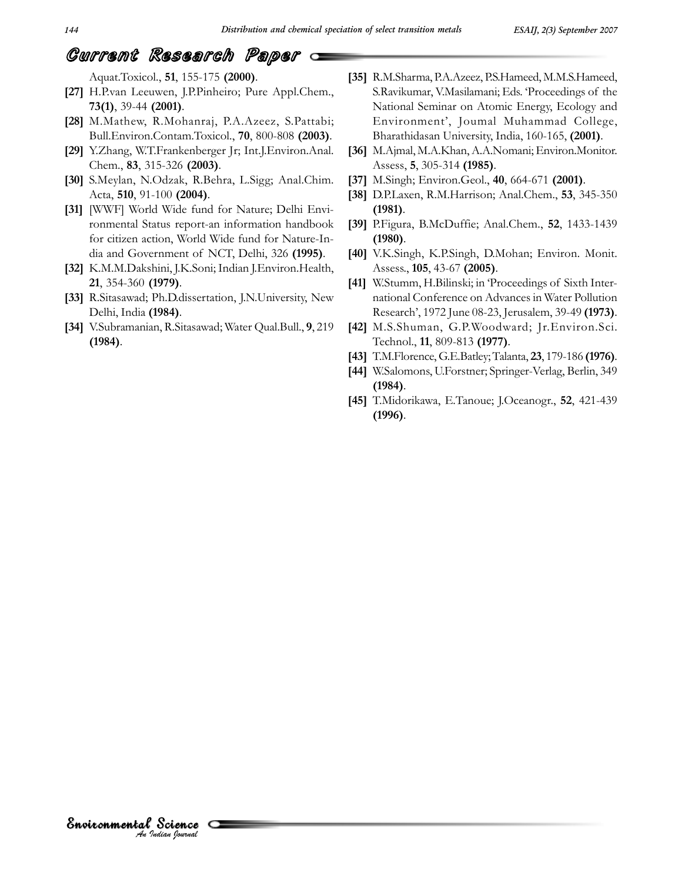Aquat.Toxicol., **51**, 155-175 **(2000)**.

**[27]** H.P.van Leeuwen, J.P.Pinheiro; Pure Appl.Chem., **73(1)**, 39-44 **(2001)**.

**[28]** M.Mathew, R.Mohanraj, P.A.Azeez, S.Pattabi; Bull.Environ.Contam.Toxicol., **70**, 800-808 **(2003)**.

**[29]** Y.Zhang, W.T.Frankenberger Jr; Int.J.Environ.Anal. Chem., **83**, 315-326 **(2003)**.

**[30]** S.Meylan, N.Odzak, R.Behra, L.Sigg; Anal.Chim. Acta, **510**, 91-100 **(2004)**.

**[31]** [WWF] World Wide fund for Nature; Delhi Environmental Status report-an information handbook for citizen action, World Wide fund for Nature-India and Government of NCT, Delhi, 326 **(1995)**.

**[32]** K.M.M.Dakshini, J.K.Soni; Indian J.Environ.Health, **21**, 354-360 **(1979)**.

**[33]** R.Sitasawad; Ph.D.dissertation, J.N.University, New Delhi, India **(1984)**.

**[34]** V.Subramanian, R.Sitasawad; Water Qual.Bull., **9**, 219 **(1984)**.

**[35]** R.M.Sharma, P.A.Azeez, P.S.Hameed, M.M.S.Hameed, S.Ravikumar, V.Masilamani; Eds. 'Proceedings of the National Seminar on Atomic Energy, Ecology and Environment', Joumal Muhammad College, Bharathidasan University, India, 160-165, **(2001)**.

**[36]** M.Ajmal, M.A.Khan, A.A.Nomani; Environ.Monitor. Assess, **5**, 305-314 **(1985)**.

**[37]** M.Singh; Environ.Geol., **40**, 664-671 **(2001)**.

**[38]** D.P.Laxen, R.M.Harrison; Anal.Chem., **53**, 345-350 **(1981)**.

**[39]** P.Figura, B.McDuffie; Anal.Chem., **52**, 1433-1439 **(1980)**.

**[40]** V.K.Singh, K.P.Singh, D.Mohan; Environ. Monit. Assess., **105**, 43-67 **(2005)**.

**[41]** W.Stumm, H.Bilinski; in 'Proceedings of Sixth International Conference on Advances in Water Pollution Research', 1972 June 08-23, Jerusalem, 39-49 **(1973)**.

**[42]** M.S.Shuman, G.P.Woodward; Jr.Environ.Sci. Technol., **11**, 809-813 **(1977)**.

**[43]** T.M.Florence, G.E.Batley; Talanta, **23**, 179-186 **(1976)**.

**[44]** W.Salomons, U.Forstner; Springer-Verlag, Berlin, 349 **(1984)**.

**[45]** T.Midorikawa, E.Tanoue; J.Oceanogr., **52**, 421-439 **(1996)**.